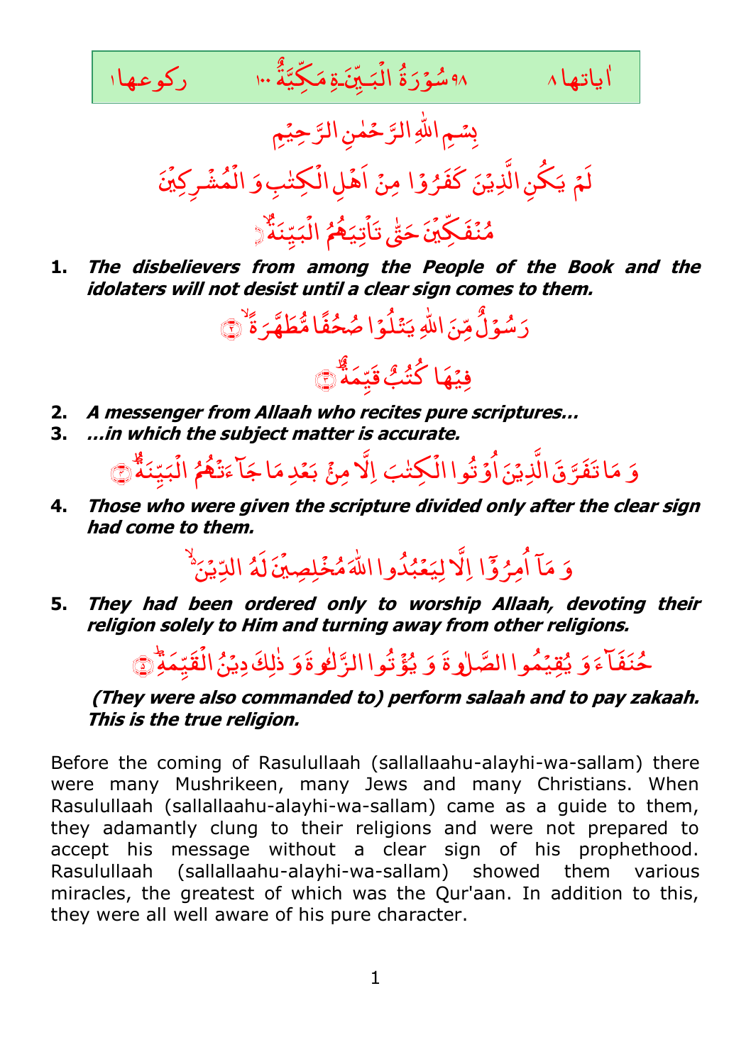اٰياتها ٨ &nbsp;&nbsp;&nbsp;&nbsp; ٩٨ سُوْرَةُ الْبَيِّنَةِ مَكِّيَّةٌ ١٠٠ &nbsp;&nbsp;&nbsp;&nbsp; ركوعها ١

بِسْمِ اللهِ الرَّحْمٰنِ الرَّحِيْمِ

لَمْ يَكُنِ الَّذِيْنَ كَفَرُوْا مِنْ اَهْلِ الْكِتٰبِ وَ الْمُشْرِكِيْنَ مُنْفَكِّيْنَ حَتّٰى تَاْتِيَهُمُ الْبَيِّنَةُ ﴿١﴾

1. ***The disbelievers from among the People of the Book and the idolaters will not desist until a clear sign comes to them.***

رَسُوْلٌ مِّنَ اللهِ يَتْلُوْا صُحُفًا مُّطَهَّرَةً ﴿٢﴾

فِيْهَا كُتُبٌ قَيِّمَةٌ ﴿٣﴾

2. ***A messenger from Allaah who recites pure scriptures…***
3. ***…in which the subject matter is accurate.***

وَ مَا تَفَرَّقَ الَّذِيْنَ اُوْتُوا الْكِتٰبَ اِلَّا مِنْۢ بَعْدِ مَا جَآءَتْهُمُ الْبَيِّنَةُ ﴿٤﴾

4. ***Those who were given the scripture divided only after the clear sign had come to them.***

وَ مَآ اُمِرُوْٓا اِلَّا لِيَعْبُدُوا اللهَ مُخْلِصِيْنَ لَهُ الدِّيْنَ

5. ***They had been ordered only to worship Allaah, devoting their religion solely to Him and turning away from other religions.***

حُنَفَآءَ وَ يُقِيْمُوا الصَّلٰوةَ وَ يُؤْتُوا الزَّكٰوةَ وَ ذٰلِكَ دِيْنُ الْقَيِّمَةِ ﴿٥﴾

***(They were also commanded to) perform salaah and to pay zakaah. This is the true religion.***

Before the coming of Rasulullaah (sallallaahu-alayhi-wa-sallam) there were many Mushrikeen, many Jews and many Christians. When Rasulullaah (sallallaahu-alayhi-wa-sallam) came as a guide to them, they adamantly clung to their religions and were not prepared to accept his message without a clear sign of his prophethood. Rasulullaah (sallallaahu-alayhi-wa-sallam) showed them various miracles, the greatest of which was the Qur'aan. In addition to this, they were all well aware of his pure character.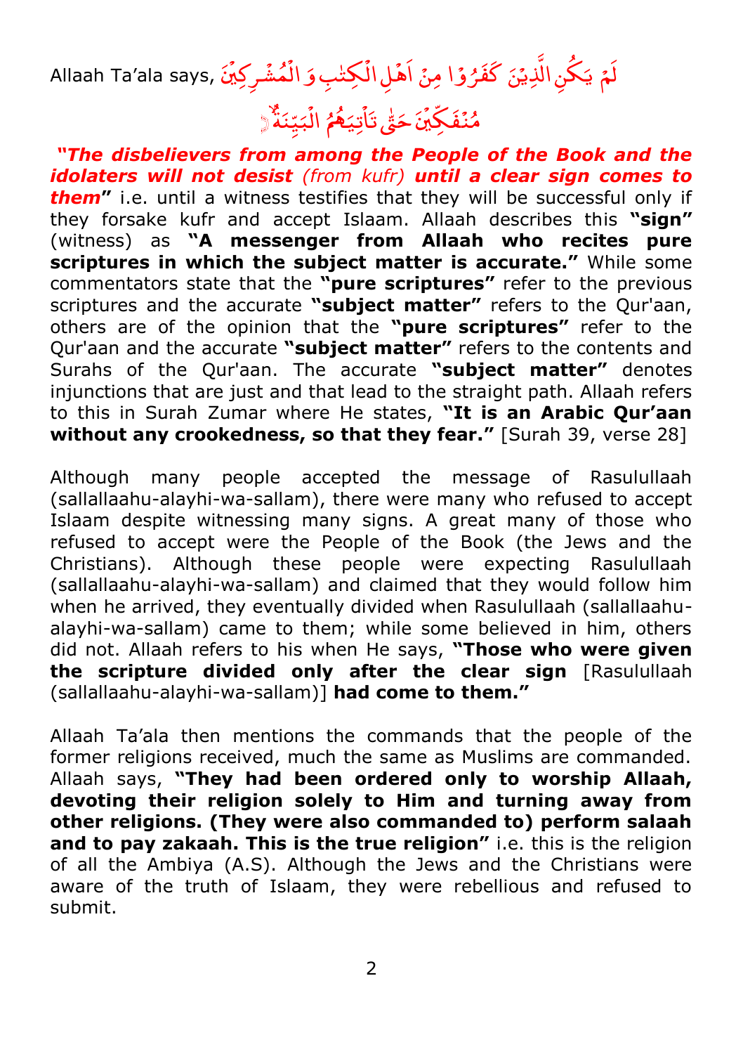Allaah Ta'ala says, لَمۡ يَكُنِ الَّذِيۡنَ كَفَرُوۡا مِنۡ اَهۡلِ الۡكِتٰبِ وَ الۡمُشۡرِكِيۡنَ مُنۡفَكِّيۡنَ حَتّٰى تَاۡتِيَهُمُ الۡبَيِّنَةُ ۙ

***"The disbelievers from among the People of the Book and the idolaters will not desist** (from kufr) **until a clear sign comes to them"*** i.e. until a witness testifies that they will be successful only if they forsake kufr and accept Islaam. Allaah describes this **"sign"** (witness) as **"A messenger from Allaah who recites pure scriptures in which the subject matter is accurate."** While some commentators state that the **"pure scriptures"** refer to the previous scriptures and the accurate **"subject matter"** refers to the Qur'aan, others are of the opinion that the **"pure scriptures"** refer to the Qur'aan and the accurate **"subject matter"** refers to the contents and Surahs of the Qur'aan. The accurate **"subject matter"** denotes injunctions that are just and that lead to the straight path. Allaah refers to this in Surah Zumar where He states, **"It is an Arabic Qur'aan without any crookedness, so that they fear."** [Surah 39, verse 28]

Although many people accepted the message of Rasulullaah (sallallaahu-alayhi-wa-sallam), there were many who refused to accept Islaam despite witnessing many signs. A great many of those who refused to accept were the People of the Book (the Jews and the Christians). Although these people were expecting Rasulullaah (sallallaahu-alayhi-wa-sallam) and claimed that they would follow him when he arrived, they eventually divided when Rasulullaah (sallallaahu-alayhi-wa-sallam) came to them; while some believed in him, others did not. Allaah refers to his when He says, **"Those who were given the scripture divided only after the clear sign** [Rasulullaah (sallallaahu-alayhi-wa-sallam)] **had come to them."**

Allaah Ta'ala then mentions the commands that the people of the former religions received, much the same as Muslims are commanded. Allaah says, **"They had been ordered only to worship Allaah, devoting their religion solely to Him and turning away from other religions. (They were also commanded to) perform salaah and to pay zakaah. This is the true religion"** i.e. this is the religion of all the Ambiya (A.S). Although the Jews and the Christians were aware of the truth of Islaam, they were rebellious and refused to submit.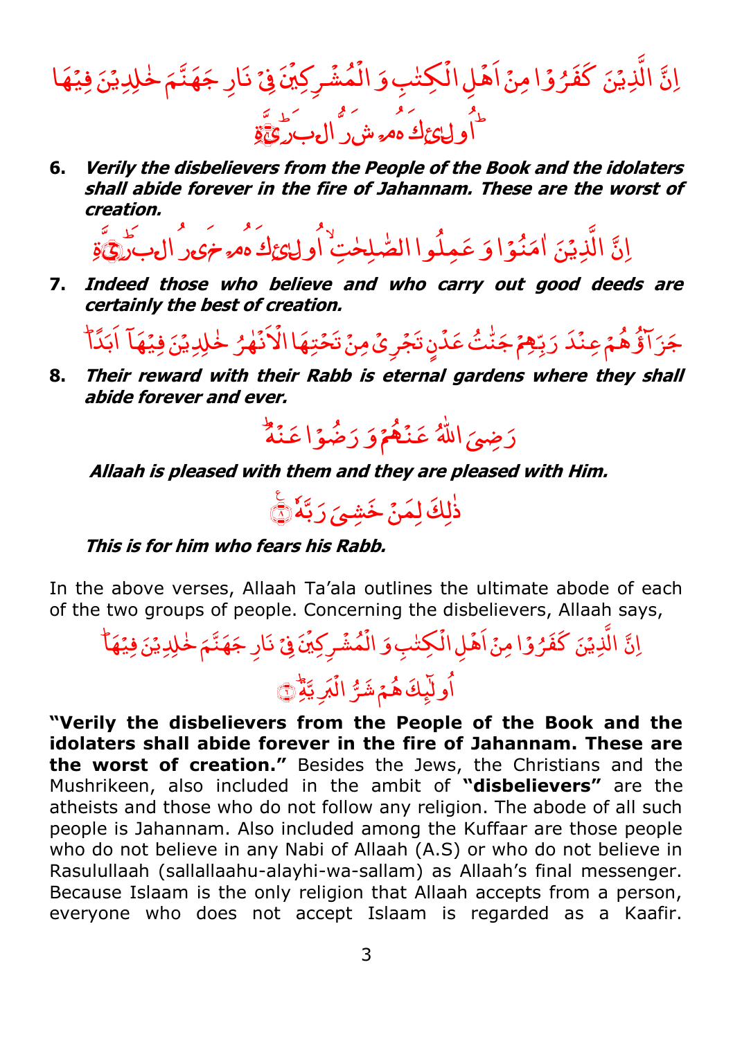إِنَّ الَّذِيْنَ كَفَرُوْا مِنْ اَهْلِ الْكِتٰبِ وَ الْمُشْرِكِيْنَ فِيْ نَارِ جَهَنَّمَ خٰلِدِيْنَ فِيْهَا ۚ اُولٰٓئِكَ هُمْ شَرُّ الْبَرِيَّةِ

**6. *Verily the disbelievers from the People of the Book and the idolaters shall abide forever in the fire of Jahannam. These are the worst of creation.***

إِنَّ الَّذِيْنَ اٰمَنُوْا وَ عَمِلُوا الصّٰلِحٰتِ ۙ اُولٰٓئِكَ هُمْ خَيْرُ الْبَرِيَّةِ

**7. *Indeed those who believe and who carry out good deeds are certainly the best of creation.***

جَزَآؤُهُمْ عِنْدَ رَبِّهِمْ جَنّٰتُ عَدْنٍ تَجْرِيْ مِنْ تَحْتِهَا الْاَنْهٰرُ خٰلِدِيْنَ فِيْهَآ اَبَدًا ۗ

**8. *Their reward with their Rabb is eternal gardens where they shall abide forever and ever.***

رَضِيَ اللّٰهُ عَنْهُمْ وَ رَضُوْا عَنْهُ ۗ

***Allaah is pleased with them and they are pleased with Him.***

ذٰلِكَ لِمَنْ خَشِيَ رَبَّهٗ ۚ

***This is for him who fears his Rabb.***

In the above verses, Allaah Ta'ala outlines the ultimate abode of each of the two groups of people. Concerning the disbelievers, Allaah says,

إِنَّ الَّذِيْنَ كَفَرُوْا مِنْ اَهْلِ الْكِتٰبِ وَ الْمُشْرِكِيْنَ فِيْ نَارِ جَهَنَّمَ خٰلِدِيْنَ فِيْهَا ۚ اُولٰٓئِكَ هُمْ شَرُّ الْبَرِيَّةِ ۗ

**"Verily the disbelievers from the People of the Book and the idolaters shall abide forever in the fire of Jahannam. These are the worst of creation."** Besides the Jews, the Christians and the Mushrikeen, also included in the ambit of **"disbelievers"** are the atheists and those who do not follow any religion. The abode of all such people is Jahannam. Also included among the Kuffaar are those people who do not believe in any Nabi of Allaah (A.S) or who do not believe in Rasulullaah (sallallaahu-alayhi-wa-sallam) as Allaah's final messenger. Because Islaam is the only religion that Allaah accepts from a person, everyone who does not accept Islaam is regarded as a Kaafir.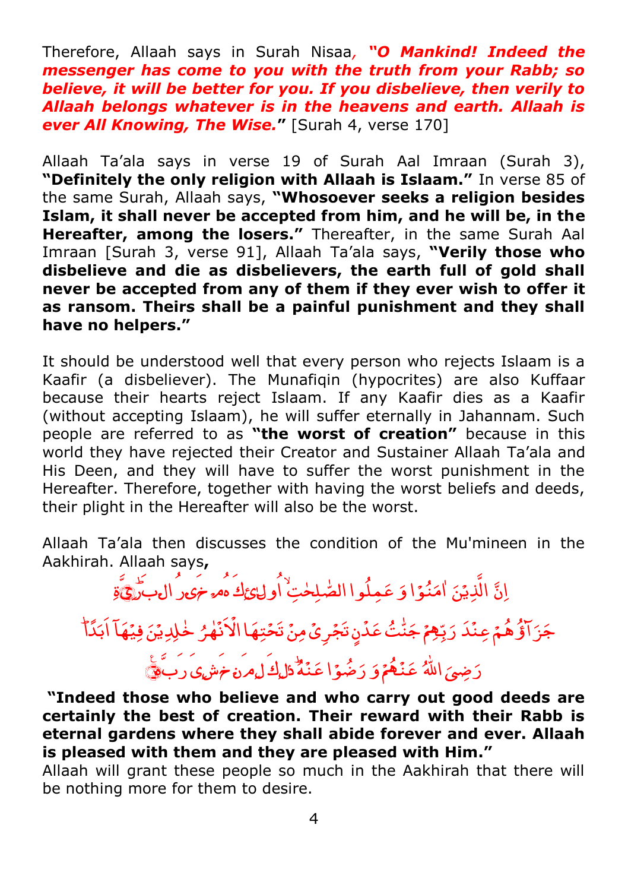Therefore, Allaah says in Surah Nisaa, ***"O Mankind! Indeed the messenger has come to you with the truth from your Rabb; so believe, it will be better for you. If you disbelieve, then verily to Allaah belongs whatever is in the heavens and earth. Allaah is ever All Knowing, The Wise."*** [Surah 4, verse 170]

Allaah Ta'ala says in verse 19 of Surah Aal Imraan (Surah 3), **"Definitely the only religion with Allaah is Islaam."** In verse 85 of the same Surah, Allaah says, **"Whosoever seeks a religion besides Islam, it shall never be accepted from him, and he will be, in the Hereafter, among the losers."** Thereafter, in the same Surah Aal Imraan [Surah 3, verse 91], Allaah Ta'ala says, **"Verily those who disbelieve and die as disbelievers, the earth full of gold shall never be accepted from any of them if they ever wish to offer it as ransom. Theirs shall be a painful punishment and they shall have no helpers."**

It should be understood well that every person who rejects Islaam is a Kaafir (a disbeliever). The Munafiqin (hypocrites) are also Kuffaar because their hearts reject Islaam. If any Kaafir dies as a Kaafir (without accepting Islaam), he will suffer eternally in Jahannam. Such people are referred to as **"the worst of creation"** because in this world they have rejected their Creator and Sustainer Allaah Ta'ala and His Deen, and they will have to suffer the worst punishment in the Hereafter. Therefore, together with having the worst beliefs and deeds, their plight in the Hereafter will also be the worst.

Allaah Ta'ala then discusses the condition of the Mu'mineen in the Aakhirah. Allaah says**,**

إِنَّ الَّذِيْنَ اٰمَنُوْا وَ عَمِلُوا الصّٰلِحٰتِ ۙ اُولٰٓئِكَ هُمْ خَيْرُ الْبَرِيَّةِ ؕ

جَزَآؤُهُمْ عِنْدَ رَبِّهِمْ جَنّٰتُ عَدْنٍ تَجْرِيْ مِنْ تَحْتِهَا الْاَنْهٰرُ خٰلِدِيْنَ فِيْهَآ اَبَدًا ؕ

رَضِيَ اللّٰهُ عَنْهُمْ وَ رَضُوْا عَنْهُ ؕ ذٰلِكَ لِمَنْ خَشِيَ رَبَّهٗ ۚ

**"Indeed those who believe and who carry out good deeds are certainly the best of creation. Their reward with their Rabb is eternal gardens where they shall abide forever and ever. Allaah is pleased with them and they are pleased with Him."**

Allaah will grant these people so much in the Aakhirah that there will be nothing more for them to desire.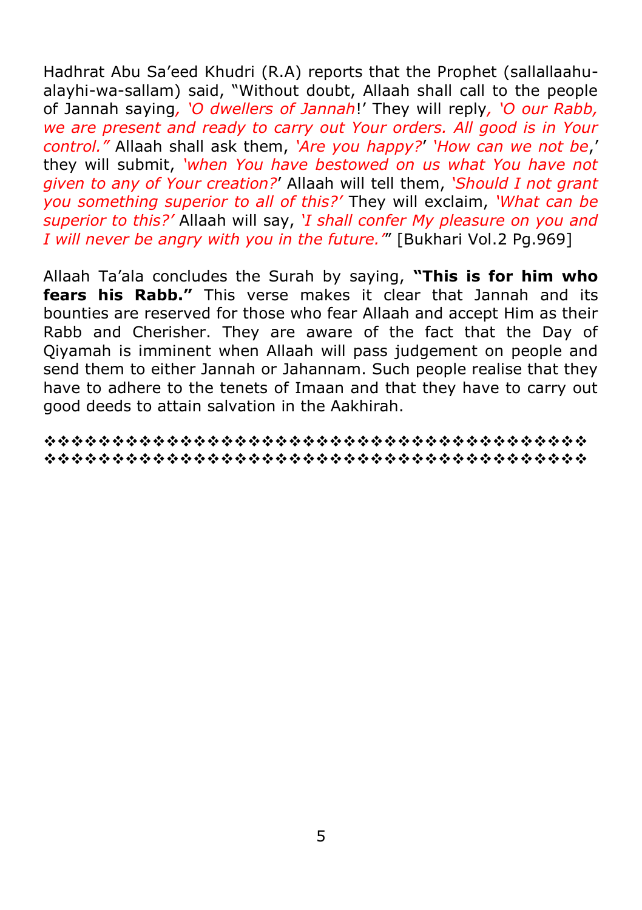Hadhrat Abu Sa'eed Khudri (R.A) reports that the Prophet (sallallaahu-alayhi-wa-sallam) said, "Without doubt, Allaah shall call to the people of Jannah saying*, 'O dwellers of Jannah*!' They will reply*, 'O our Rabb, we are present and ready to carry out Your orders. All good is in Your control."* Allaah shall ask them, *'Are you happy?*' *'How can we not be*,' they will submit, *'when You have bestowed on us what You have not given to any of Your creation?*' Allaah will tell them, *'Should I not grant you something superior to all of this?'* They will exclaim, *'What can be superior to this?'* Allaah will say, *'I shall confer My pleasure on you and I will never be angry with you in the future.'*" [Bukhari Vol.2 Pg.969]

Allaah Ta'ala concludes the Surah by saying, **"This is for him who fears his Rabb."** This verse makes it clear that Jannah and its bounties are reserved for those who fear Allaah and accept Him as their Rabb and Cherisher. They are aware of the fact that the Day of Qiyamah is imminent when Allaah will pass judgement on people and send them to either Jannah or Jahannam. Such people realise that they have to adhere to the tenets of Imaan and that they have to carry out good deeds to attain salvation in the Aakhirah.

❖❖❖❖❖❖❖❖❖❖❖❖❖❖❖❖❖❖❖❖❖❖❖❖❖❖❖❖❖❖❖❖❖❖❖❖❖❖❖❖
❖❖❖❖❖❖❖❖❖❖❖❖❖❖❖❖❖❖❖❖❖❖❖❖❖❖❖❖❖❖❖❖❖❖❖❖❖❖❖❖